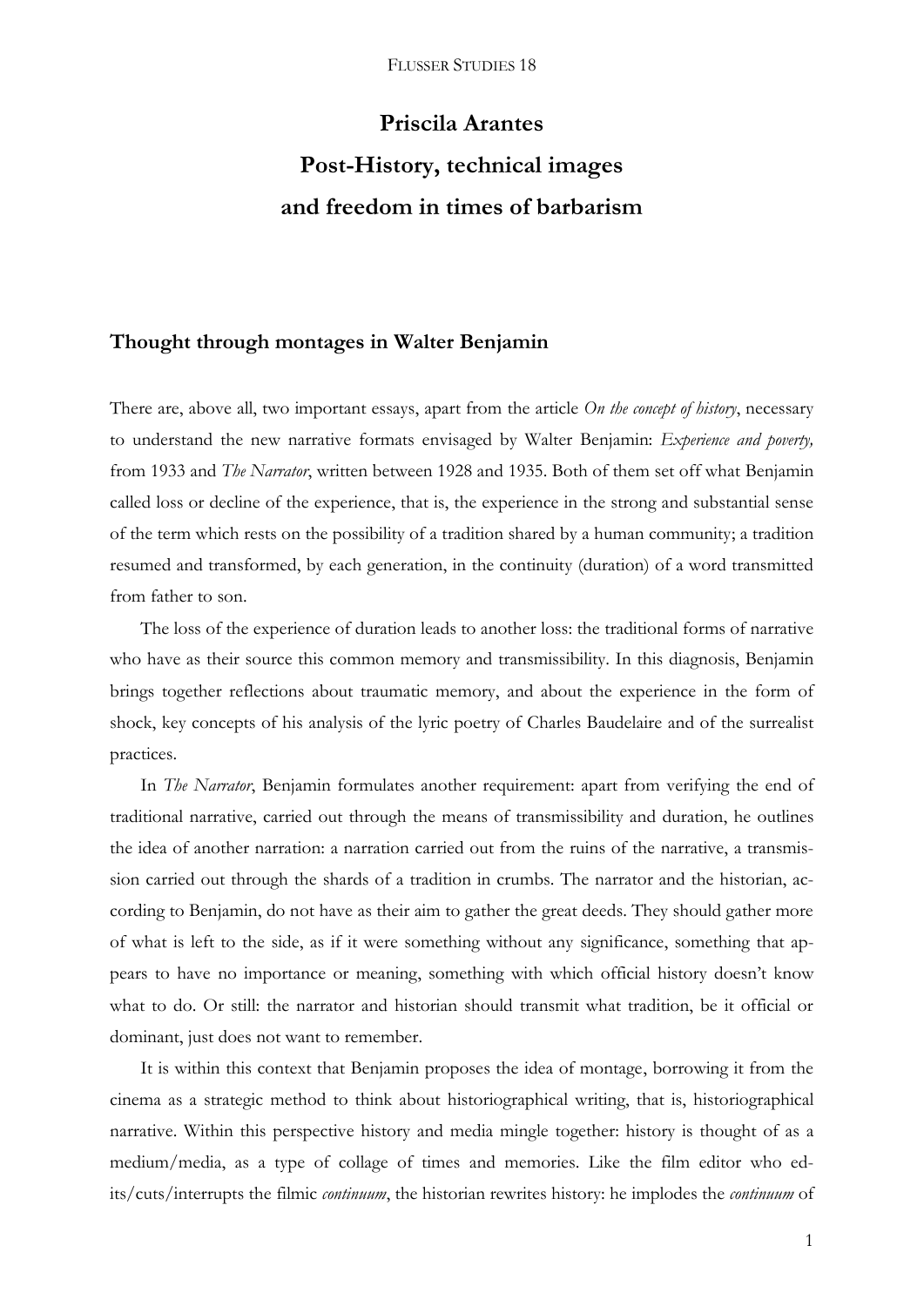# Priscila Arantes
# Post-History, technical images and freedom in times of barbarism

## Thought through montages in Walter Benjamin

There are, above all, two important essays, apart from the article *On the concept of history*, necessary to understand the new narrative formats envisaged by Walter Benjamin: *Experience and poverty,* from 1933 and *The Narrator*, written between 1928 and 1935. Both of them set off what Benjamin called loss or decline of the experience, that is, the experience in the strong and substantial sense of the term which rests on the possibility of a tradition shared by a human community; a tradition resumed and transformed, by each generation, in the continuity (duration) of a word transmitted from father to son.

The loss of the experience of duration leads to another loss: the traditional forms of narrative who have as their source this common memory and transmissibility. In this diagnosis, Benjamin brings together reflections about traumatic memory, and about the experience in the form of shock, key concepts of his analysis of the lyric poetry of Charles Baudelaire and of the surrealist practices.

In *The Narrator*, Benjamin formulates another requirement: apart from verifying the end of traditional narrative, carried out through the means of transmissibility and duration, he outlines the idea of another narration: a narration carried out from the ruins of the narrative, a transmission carried out through the shards of a tradition in crumbs. The narrator and the historian, according to Benjamin, do not have as their aim to gather the great deeds. They should gather more of what is left to the side, as if it were something without any significance, something that appears to have no importance or meaning, something with which official history doesn't know what to do. Or still: the narrator and historian should transmit what tradition, be it official or dominant, just does not want to remember.

It is within this context that Benjamin proposes the idea of montage, borrowing it from the cinema as a strategic method to think about historiographical writing, that is, historiographical narrative. Within this perspective history and media mingle together: history is thought of as a medium/media, as a type of collage of times and memories. Like the film editor who edits/cuts/interrupts the filmic *continuum*, the historian rewrites history: he implodes the *continuum* of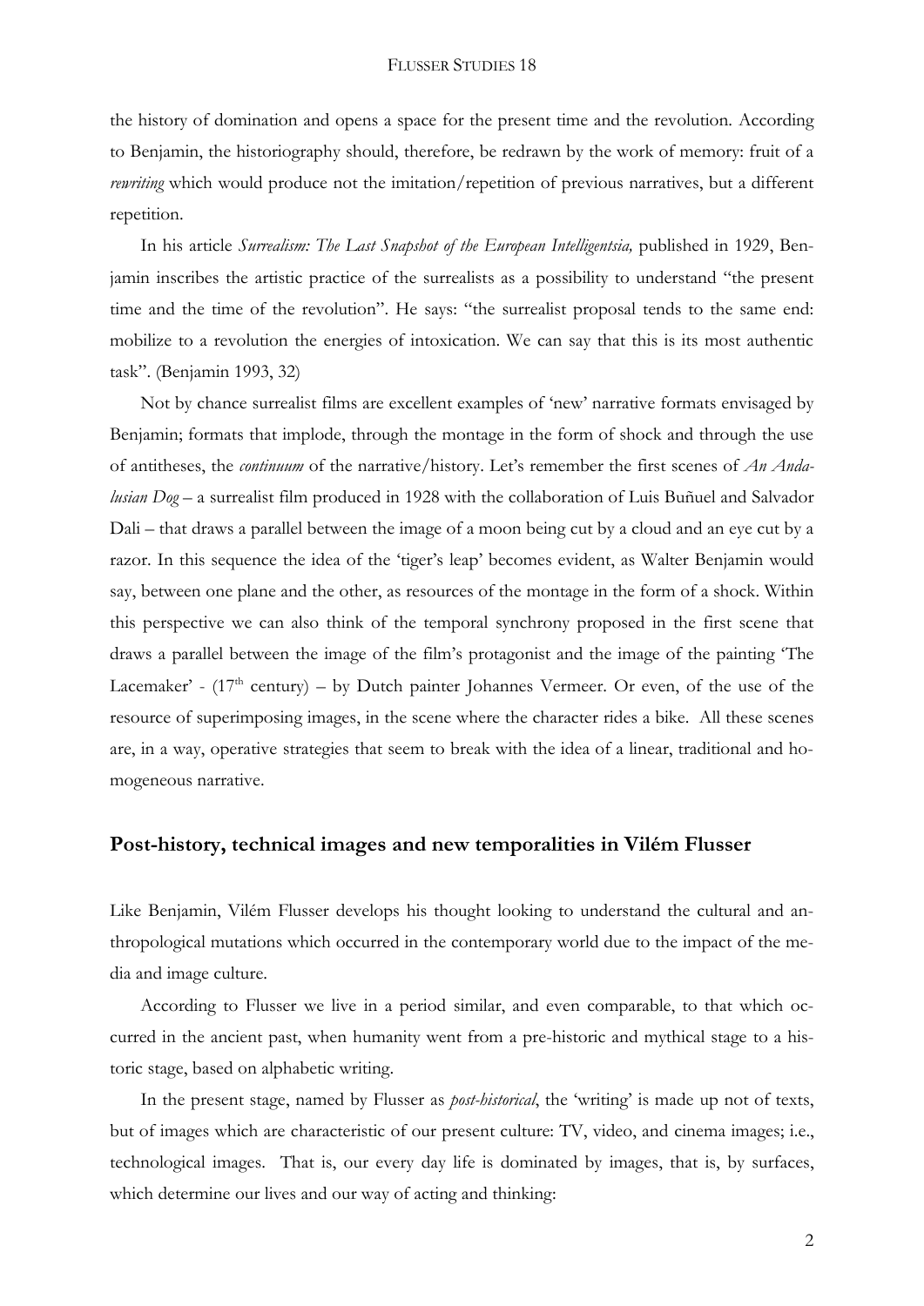the history of domination and opens a space for the present time and the revolution. According to Benjamin, the historiography should, therefore, be redrawn by the work of memory: fruit of a *rewriting* which would produce not the imitation/repetition of previous narratives, but a different repetition.

In his article *Surrealism: The Last Snapshot of the European Intelligentsia,* published in 1929, Benjamin inscribes the artistic practice of the surrealists as a possibility to understand "the present time and the time of the revolution". He says: "the surrealist proposal tends to the same end: mobilize to a revolution the energies of intoxication. We can say that this is its most authentic task". (Benjamin 1993, 32)

Not by chance surrealist films are excellent examples of 'new' narrative formats envisaged by Benjamin; formats that implode, through the montage in the form of shock and through the use of antitheses, the *continuum* of the narrative/history. Let's remember the first scenes of *An Andalusian Dog* – a surrealist film produced in 1928 with the collaboration of Luis Buñuel and Salvador Dali – that draws a parallel between the image of a moon being cut by a cloud and an eye cut by a razor. In this sequence the idea of the 'tiger's leap' becomes evident, as Walter Benjamin would say, between one plane and the other, as resources of the montage in the form of a shock. Within this perspective we can also think of the temporal synchrony proposed in the first scene that draws a parallel between the image of the film's protagonist and the image of the painting 'The Lacemaker' - (17th century) – by Dutch painter Johannes Vermeer. Or even, of the use of the resource of superimposing images, in the scene where the character rides a bike. All these scenes are, in a way, operative strategies that seem to break with the idea of a linear, traditional and homogeneous narrative.

## Post-history, technical images and new temporalities in Vilém Flusser

Like Benjamin, Vilém Flusser develops his thought looking to understand the cultural and anthropological mutations which occurred in the contemporary world due to the impact of the media and image culture.

According to Flusser we live in a period similar, and even comparable, to that which occurred in the ancient past, when humanity went from a pre-historic and mythical stage to a historic stage, based on alphabetic writing.

In the present stage, named by Flusser as *post-historical*, the 'writing' is made up not of texts, but of images which are characteristic of our present culture: TV, video, and cinema images; i.e., technological images. That is, our every day life is dominated by images, that is, by surfaces, which determine our lives and our way of acting and thinking: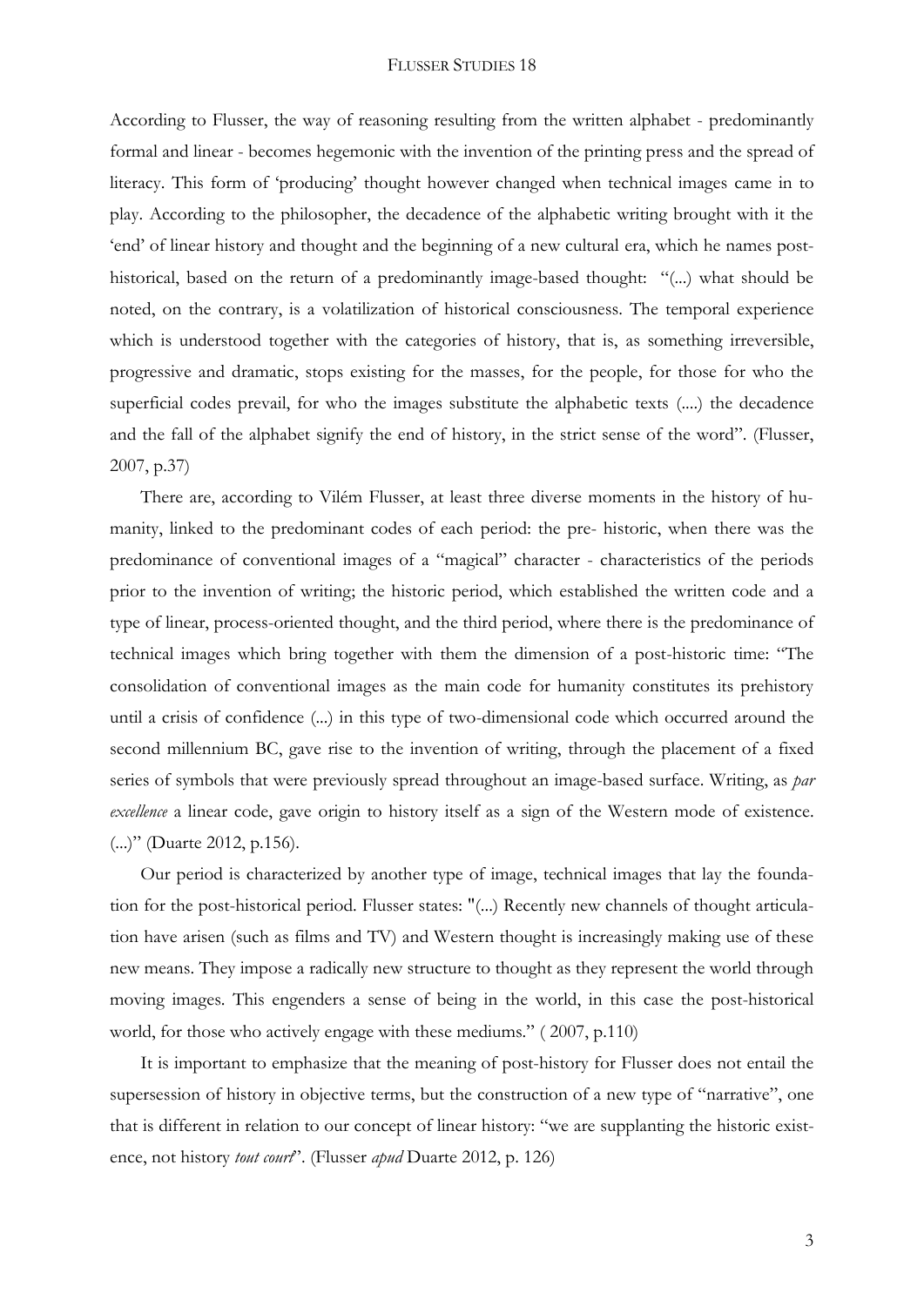According to Flusser, the way of reasoning resulting from the written alphabet - predominantly formal and linear - becomes hegemonic with the invention of the printing press and the spread of literacy. This form of 'producing' thought however changed when technical images came in to play. According to the philosopher, the decadence of the alphabetic writing brought with it the 'end' of linear history and thought and the beginning of a new cultural era, which he names post-historical, based on the return of a predominantly image-based thought: "(...) what should be noted, on the contrary, is a volatilization of historical consciousness. The temporal experience which is understood together with the categories of history, that is, as something irreversible, progressive and dramatic, stops existing for the masses, for the people, for those for who the superficial codes prevail, for who the images substitute the alphabetic texts (....) the decadence and the fall of the alphabet signify the end of history, in the strict sense of the word". (Flusser, 2007, p.37)

There are, according to Vilém Flusser, at least three diverse moments in the history of humanity, linked to the predominant codes of each period: the pre- historic, when there was the predominance of conventional images of a "magical" character - characteristics of the periods prior to the invention of writing; the historic period, which established the written code and a type of linear, process-oriented thought, and the third period, where there is the predominance of technical images which bring together with them the dimension of a post-historic time: "The consolidation of conventional images as the main code for humanity constitutes its prehistory until a crisis of confidence (...) in this type of two-dimensional code which occurred around the second millennium BC, gave rise to the invention of writing, through the placement of a fixed series of symbols that were previously spread throughout an image-based surface. Writing, as *par excellence* a linear code, gave origin to history itself as a sign of the Western mode of existence. (...)" (Duarte 2012, p.156).

Our period is characterized by another type of image, technical images that lay the foundation for the post-historical period. Flusser states: "(...) Recently new channels of thought articulation have arisen (such as films and TV) and Western thought is increasingly making use of these new means. They impose a radically new structure to thought as they represent the world through moving images. This engenders a sense of being in the world, in this case the post-historical world, for those who actively engage with these mediums." ( 2007, p.110)

It is important to emphasize that the meaning of post-history for Flusser does not entail the supersession of history in objective terms, but the construction of a new type of "narrative", one that is different in relation to our concept of linear history: "we are supplanting the historic existence, not history *tout court*". (Flusser *apud* Duarte 2012, p. 126)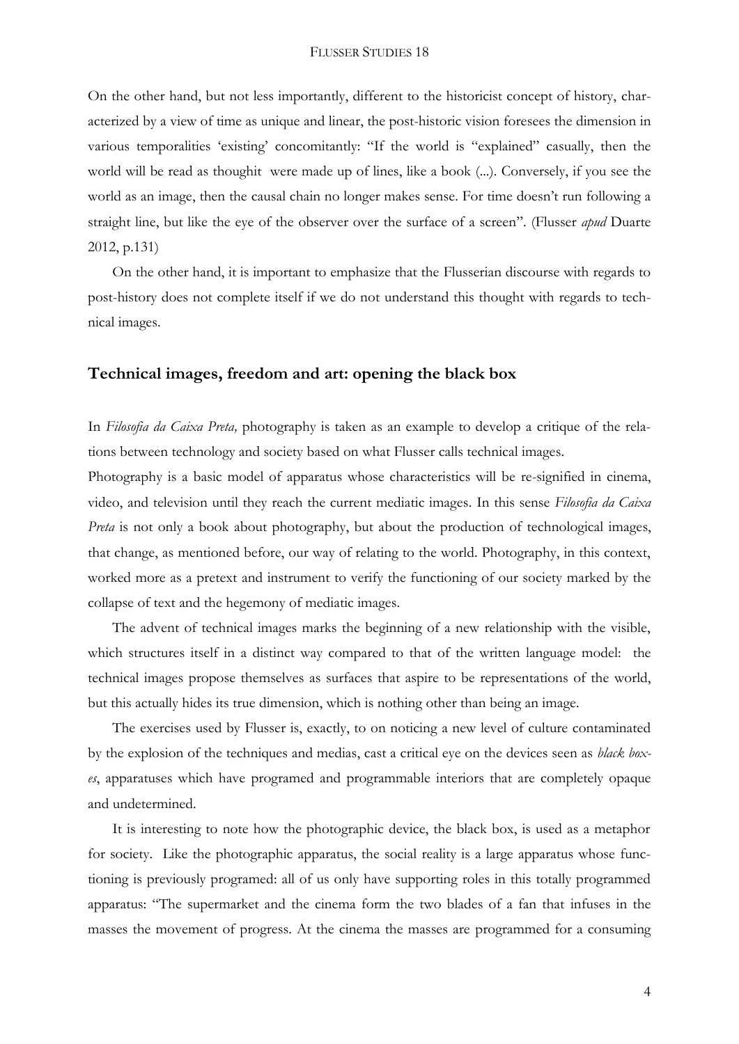On the other hand, but not less importantly, different to the historicist concept of history, characterized by a view of time as unique and linear, the post-historic vision foresees the dimension in various temporalities 'existing' concomitantly: "If the world is "explained" casually, then the world will be read as thoughit were made up of lines, like a book (...). Conversely, if you see the world as an image, then the causal chain no longer makes sense. For time doesn't run following a straight line, but like the eye of the observer over the surface of a screen". (Flusser *apud* Duarte 2012, p.131)

On the other hand, it is important to emphasize that the Flusserian discourse with regards to post-history does not complete itself if we do not understand this thought with regards to technical images.

## Technical images, freedom and art: opening the black box

In *Filosofia da Caixa Preta,* photography is taken as an example to develop a critique of the relations between technology and society based on what Flusser calls technical images.

Photography is a basic model of apparatus whose characteristics will be re-signified in cinema, video, and television until they reach the current mediatic images. In this sense *Filosofia da Caixa Preta* is not only a book about photography, but about the production of technological images, that change, as mentioned before, our way of relating to the world. Photography, in this context, worked more as a pretext and instrument to verify the functioning of our society marked by the collapse of text and the hegemony of mediatic images.

The advent of technical images marks the beginning of a new relationship with the visible, which structures itself in a distinct way compared to that of the written language model: the technical images propose themselves as surfaces that aspire to be representations of the world, but this actually hides its true dimension, which is nothing other than being an image.

The exercises used by Flusser is, exactly, to on noticing a new level of culture contaminated by the explosion of the techniques and medias, cast a critical eye on the devices seen as *black boxes*, apparatuses which have programed and programmable interiors that are completely opaque and undetermined.

It is interesting to note how the photographic device, the black box, is used as a metaphor for society. Like the photographic apparatus, the social reality is a large apparatus whose functioning is previously programed: all of us only have supporting roles in this totally programmed apparatus: "The supermarket and the cinema form the two blades of a fan that infuses in the masses the movement of progress. At the cinema the masses are programmed for a consuming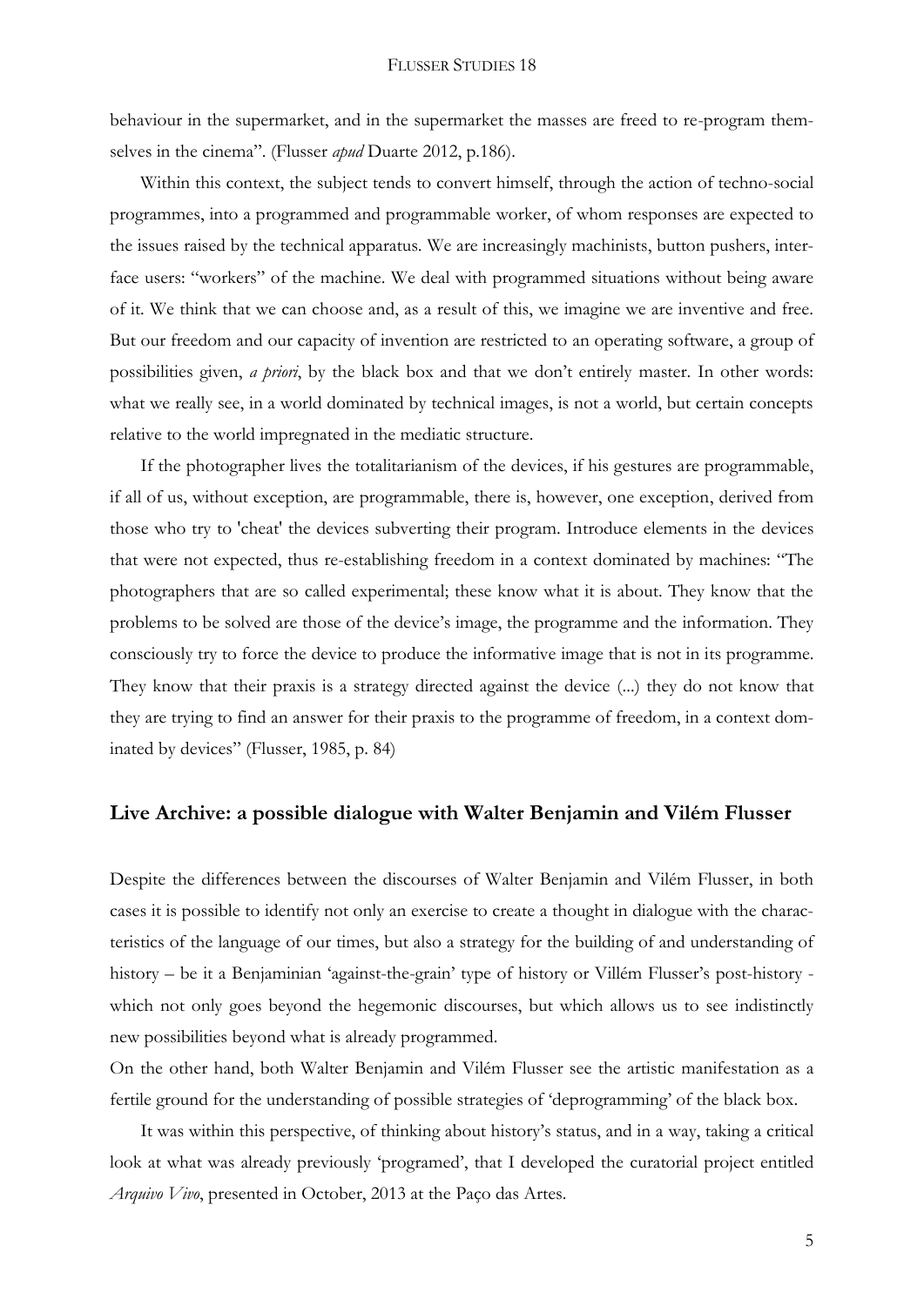behaviour in the supermarket, and in the supermarket the masses are freed to re-program themselves in the cinema". (Flusser *apud* Duarte 2012, p.186).

Within this context, the subject tends to convert himself, through the action of techno-social programmes, into a programmed and programmable worker, of whom responses are expected to the issues raised by the technical apparatus. We are increasingly machinists, button pushers, interface users: "workers" of the machine. We deal with programmed situations without being aware of it. We think that we can choose and, as a result of this, we imagine we are inventive and free. But our freedom and our capacity of invention are restricted to an operating software, a group of possibilities given, *a priori*, by the black box and that we don't entirely master. In other words: what we really see, in a world dominated by technical images, is not a world, but certain concepts relative to the world impregnated in the mediatic structure.

If the photographer lives the totalitarianism of the devices, if his gestures are programmable, if all of us, without exception, are programmable, there is, however, one exception, derived from those who try to 'cheat' the devices subverting their program. Introduce elements in the devices that were not expected, thus re-establishing freedom in a context dominated by machines: "The photographers that are so called experimental; these know what it is about. They know that the problems to be solved are those of the device's image, the programme and the information. They consciously try to force the device to produce the informative image that is not in its programme. They know that their praxis is a strategy directed against the device (...) they do not know that they are trying to find an answer for their praxis to the programme of freedom, in a context dominated by devices" (Flusser, 1985, p. 84)

## Live Archive: a possible dialogue with Walter Benjamin and Vilém Flusser

Despite the differences between the discourses of Walter Benjamin and Vilém Flusser, in both cases it is possible to identify not only an exercise to create a thought in dialogue with the characteristics of the language of our times, but also a strategy for the building of and understanding of history – be it a Benjaminian 'against-the-grain' type of history or Villém Flusser's post-history - which not only goes beyond the hegemonic discourses, but which allows us to see indistinctly new possibilities beyond what is already programmed.

On the other hand, both Walter Benjamin and Vilém Flusser see the artistic manifestation as a fertile ground for the understanding of possible strategies of 'deprogramming' of the black box.

It was within this perspective, of thinking about history's status, and in a way, taking a critical look at what was already previously 'programed', that I developed the curatorial project entitled *Arquivo Vivo*, presented in October, 2013 at the Paço das Artes.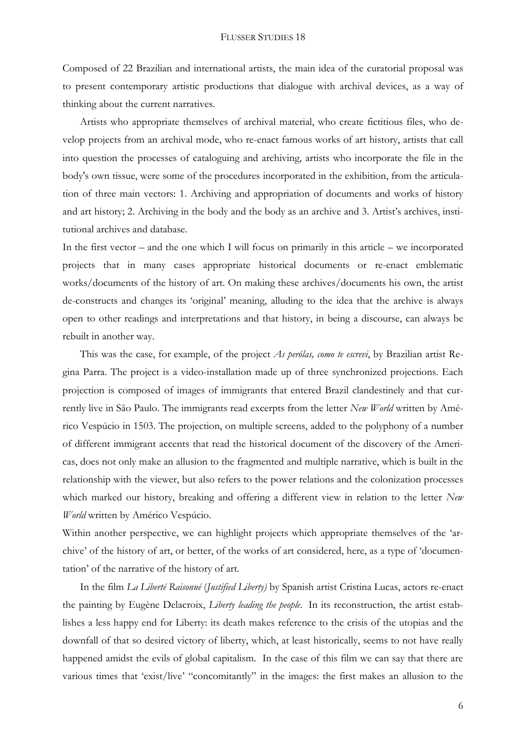Composed of 22 Brazilian and international artists, the main idea of the curatorial proposal was to present contemporary artistic productions that dialogue with archival devices, as a way of thinking about the current narratives.

Artists who appropriate themselves of archival material, who create fictitious files, who develop projects from an archival mode, who re-enact famous works of art history, artists that call into question the processes of cataloguing and archiving, artists who incorporate the file in the body's own tissue, were some of the procedures incorporated in the exhibition, from the articulation of three main vectors: 1. Archiving and appropriation of documents and works of history and art history; 2. Archiving in the body and the body as an archive and 3. Artist's archives, institutional archives and database.

In the first vector – and the one which I will focus on primarily in this article – we incorporated projects that in many cases appropriate historical documents or re-enact emblematic works/documents of the history of art. On making these archives/documents his own, the artist de-constructs and changes its 'original' meaning, alluding to the idea that the archive is always open to other readings and interpretations and that history, in being a discourse, can always be rebuilt in another way.

This was the case, for example, of the project *As perólas, como te escrevi*, by Brazilian artist Regina Parra. The project is a video-installation made up of three synchronized projections. Each projection is composed of images of immigrants that entered Brazil clandestinely and that currently live in São Paulo. The immigrants read excerpts from the letter *New World* written by Américo Vespúcio in 1503. The projection, on multiple screens, added to the polyphony of a number of different immigrant accents that read the historical document of the discovery of the Americas, does not only make an allusion to the fragmented and multiple narrative, which is built in the relationship with the viewer, but also refers to the power relations and the colonization processes which marked our history, breaking and offering a different view in relation to the letter *New World* written by Américo Vespúcio.

Within another perspective, we can highlight projects which appropriate themselves of the 'archive' of the history of art, or better, of the works of art considered, here, as a type of 'documentation' of the narrative of the history of art.

In the film *La Liberté Raisonné* (*Justified Liberty)* by Spanish artist Cristina Lucas, actors re-enact the painting by Eugène Delacroix, *Liberty leading the people*. In its reconstruction, the artist establishes a less happy end for Liberty: its death makes reference to the crisis of the utopias and the downfall of that so desired victory of liberty, which, at least historically, seems to not have really happened amidst the evils of global capitalism. In the case of this film we can say that there are various times that 'exist/live' "concomitantly" in the images: the first makes an allusion to the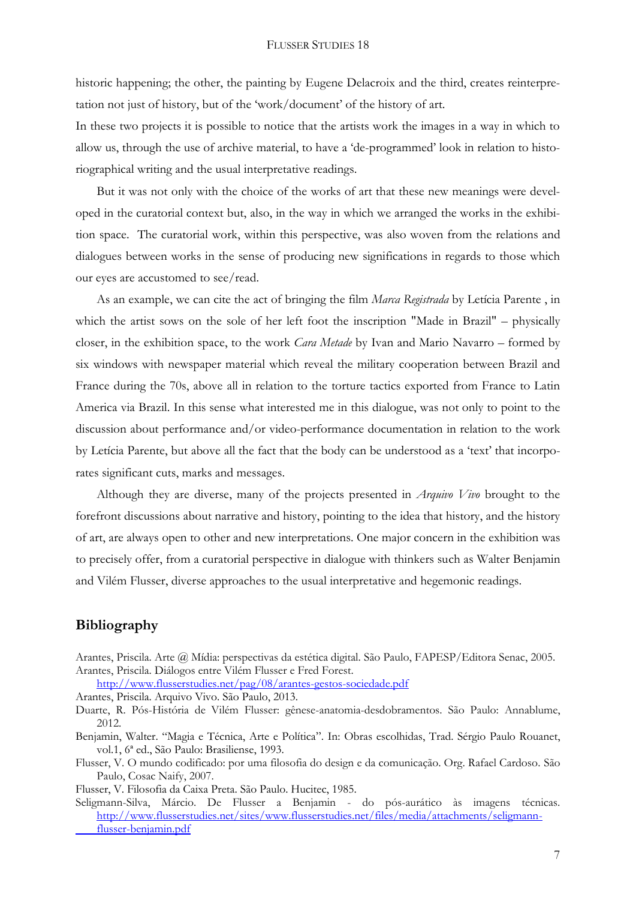historic happening; the other, the painting by Eugene Delacroix and the third, creates reinterpretation not just of history, but of the 'work/document' of the history of art.

In these two projects it is possible to notice that the artists work the images in a way in which to allow us, through the use of archive material, to have a 'de-programmed' look in relation to historiographical writing and the usual interpretative readings.

But it was not only with the choice of the works of art that these new meanings were developed in the curatorial context but, also, in the way in which we arranged the works in the exhibition space. The curatorial work, within this perspective, was also woven from the relations and dialogues between works in the sense of producing new significations in regards to those which our eyes are accustomed to see/read.

As an example, we can cite the act of bringing the film *Marca Registrada* by Letícia Parente , in which the artist sows on the sole of her left foot the inscription "Made in Brazil" – physically closer, in the exhibition space, to the work *Cara Metade* by Ivan and Mario Navarro – formed by six windows with newspaper material which reveal the military cooperation between Brazil and France during the 70s, above all in relation to the torture tactics exported from France to Latin America via Brazil. In this sense what interested me in this dialogue, was not only to point to the discussion about performance and/or video-performance documentation in relation to the work by Letícia Parente, but above all the fact that the body can be understood as a 'text' that incorporates significant cuts, marks and messages.

Although they are diverse, many of the projects presented in *Arquivo Vivo* brought to the forefront discussions about narrative and history, pointing to the idea that history, and the history of art, are always open to other and new interpretations. One major concern in the exhibition was to precisely offer, from a curatorial perspective in dialogue with thinkers such as Walter Benjamin and Vilém Flusser, diverse approaches to the usual interpretative and hegemonic readings.

## Bibliography

Arantes, Priscila. Arte @ Mídia: perspectivas da estética digital. São Paulo, FAPESP/Editora Senac, 2005.

Arantes, Priscila. Diálogos entre Vilém Flusser e Fred Forest. http://www.flusserstudies.net/pag/08/arantes-gestos-sociedade.pdf

Arantes, Priscila. Arquivo Vivo. São Paulo, 2013.

Duarte, R. Pós-História de Vilém Flusser: gênese-anatomia-desdobramentos. São Paulo: Annablume, 2012.

Benjamin, Walter. "Magia e Técnica, Arte e Política". In: Obras escolhidas, Trad. Sérgio Paulo Rouanet, vol.1, 6ª ed., São Paulo: Brasiliense, 1993.

Flusser, V. O mundo codificado: por uma filosofia do design e da comunicação. Org. Rafael Cardoso. São Paulo, Cosac Naify, 2007.

Flusser, V. Filosofia da Caixa Preta. São Paulo. Hucitec, 1985.

Seligmann-Silva, Márcio. De Flusser a Benjamin - do pós-aurático às imagens técnicas. http://www.flusserstudies.net/sites/www.flusserstudies.net/files/media/attachments/seligmann-flusser-benjamin.pdf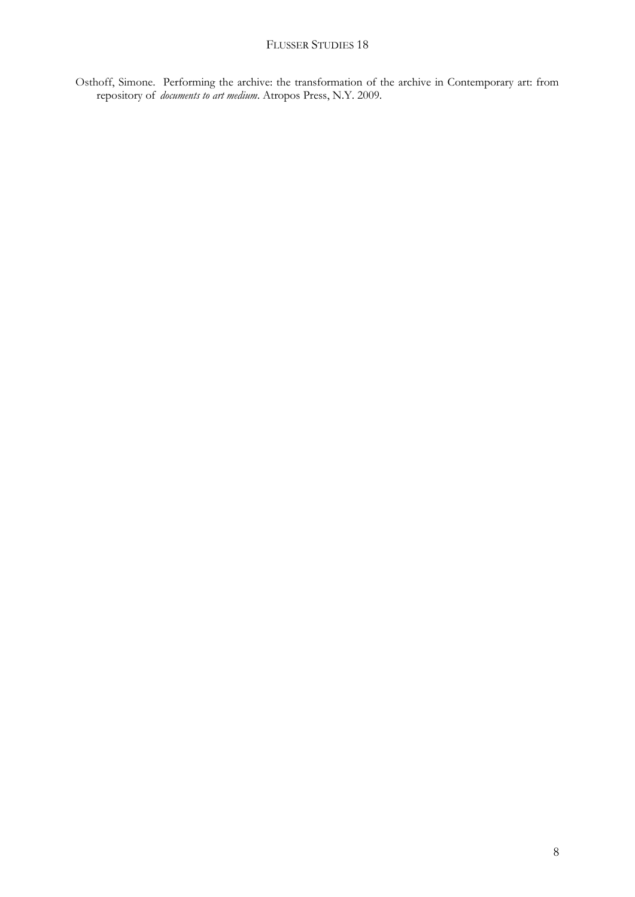Osthoff, Simone. Performing the archive: the transformation of the archive in Contemporary art: from repository of *documents to art medium*. Atropos Press, N.Y. 2009.